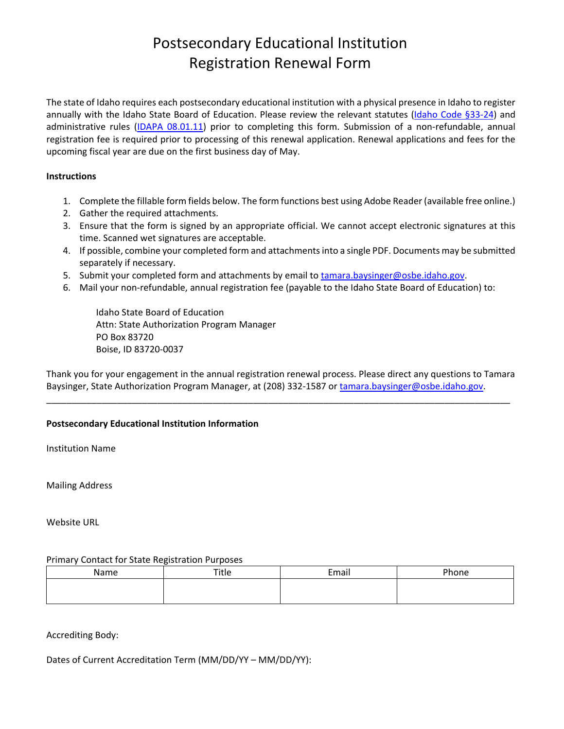# Postsecondary Educational Institution Registration Renewal Form

The state of Idaho requires each postsecondary educational institution with a physical presence in Idaho to register annually with the Idaho State Board of Education. Please review the relevant statutes (Idaho Code §33-24) and administrative rules (IDAPA 08.01.11) prior to completing this form. Submission of a non-refundable, annual registration fee is required prior to processing of this renewal application. Renewal applications and fees for the upcoming fiscal year are due on the first business day of May.

**Instructions**

1. Complete the fillable form fields below. The form functions best using Adobe Reader (available free online.)
2. Gather the required attachments.
3. Ensure that the form is signed by an appropriate official. We cannot accept electronic signatures at this time. Scanned wet signatures are acceptable.
4. If possible, combine your completed form and attachments into a single PDF. Documents may be submitted separately if necessary.
5. Submit your completed form and attachments by email to tamara.baysinger@osbe.idaho.gov.
6. Mail your non-refundable, annual registration fee (payable to the Idaho State Board of Education) to:

   Idaho State Board of Education
   Attn: State Authorization Program Manager
   PO Box 83720
   Boise, ID 83720-0037

Thank you for your engagement in the annual registration renewal process. Please direct any questions to Tamara Baysinger, State Authorization Program Manager, at (208) 332-1587 or tamara.baysinger@osbe.idaho.gov.

---

**Postsecondary Educational Institution Information**

Institution Name

Mailing Address

Website URL

Primary Contact for State Registration Purposes

| Name | Title | Email | Phone |
|---|---|---|---|
| | | | |

Accrediting Body:

Dates of Current Accreditation Term (MM/DD/YY – MM/DD/YY):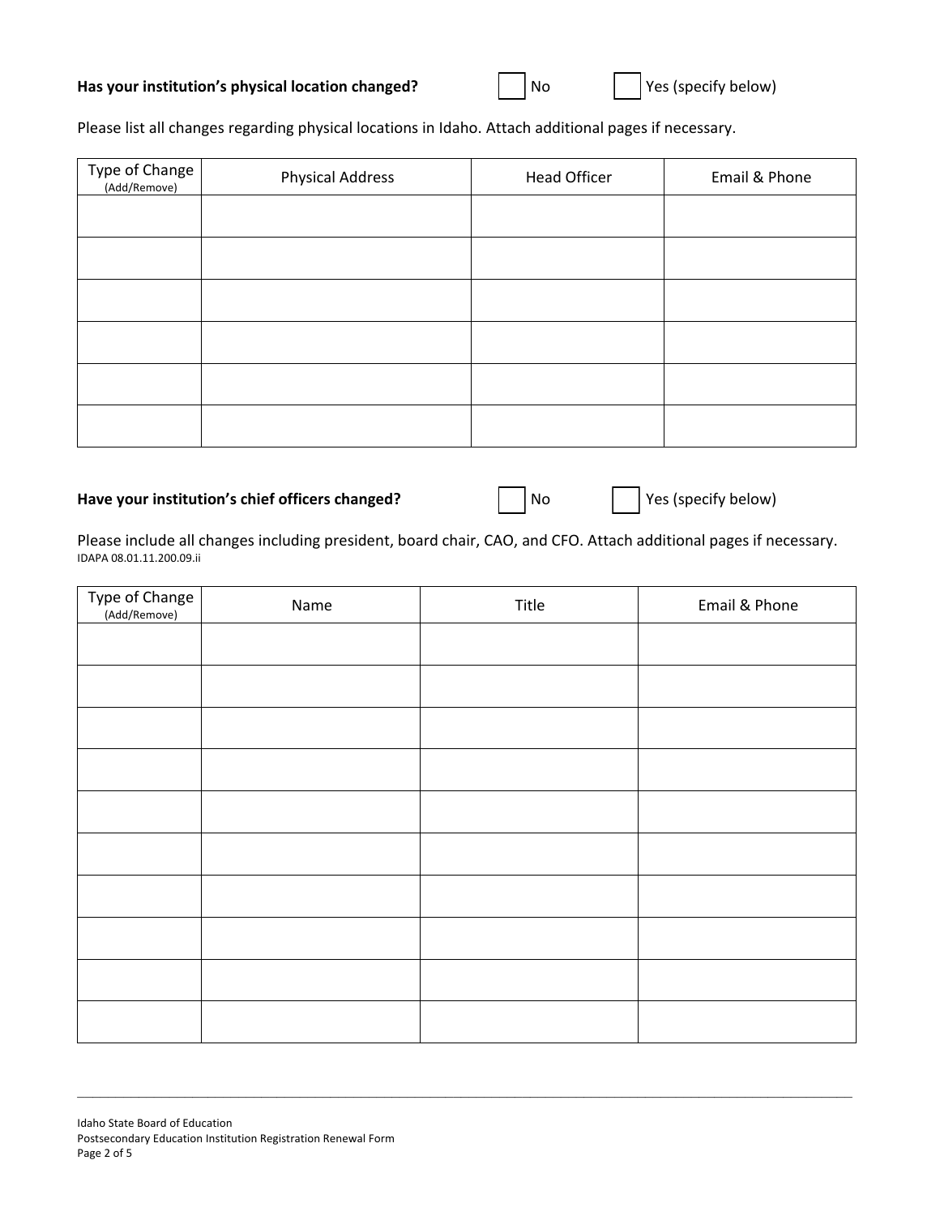**Has your institution's physical location changed?** ☐ No ☐ Yes (specify below)

Please list all changes regarding physical locations in Idaho. Attach additional pages if necessary.

| Type of Change (Add/Remove) | Physical Address | Head Officer | Email & Phone |
|---|---|---|---|
| | | | |
| | | | |
| | | | |
| | | | |
| | | | |
| | | | |

**Have your institution's chief officers changed?** ☐ No ☐ Yes (specify below)

Please include all changes including president, board chair, CAO, and CFO. Attach additional pages if necessary.
IDAPA 08.01.11.200.09.ii

| Type of Change (Add/Remove) | Name | Title | Email & Phone |
|---|---|---|---|
| | | | |
| | | | |
| | | | |
| | | | |
| | | | |
| | | | |
| | | | |
| | | | |
| | | | |
| | | | |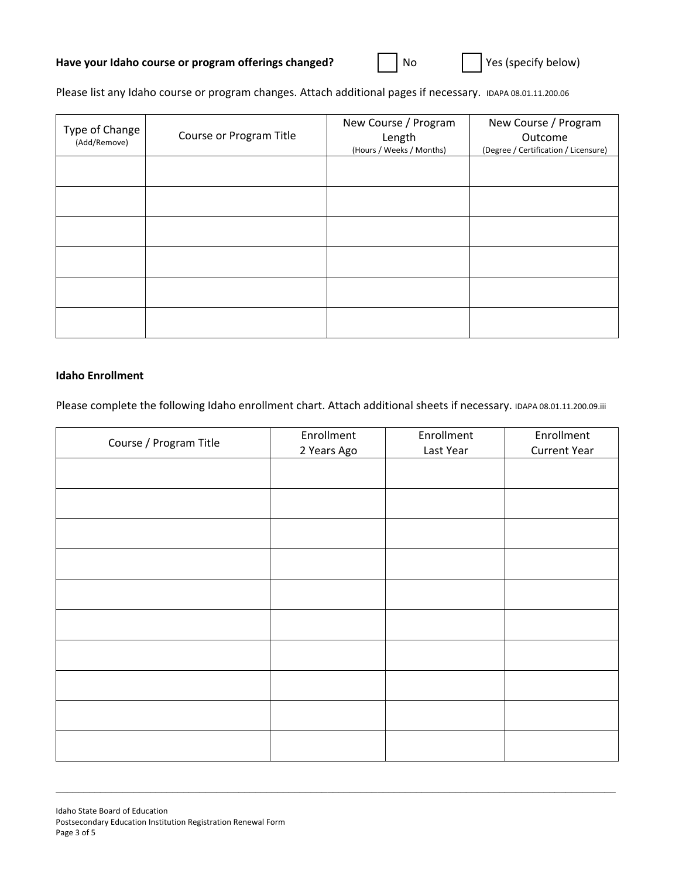**Have your Idaho course or program offerings changed?** ☐ No ☐ Yes (specify below)

Please list any Idaho course or program changes. Attach additional pages if necessary. IDAPA 08.01.11.200.06

| Type of Change (Add/Remove) | Course or Program Title | New Course / Program Length (Hours / Weeks / Months) | New Course / Program Outcome (Degree / Certification / Licensure) |
|---|---|---|---|
| | | | |
| | | | |
| | | | |
| | | | |
| | | | |
| | | | |

**Idaho Enrollment**

Please complete the following Idaho enrollment chart. Attach additional sheets if necessary. IDAPA 08.01.11.200.09.iii

| Course / Program Title | Enrollment 2 Years Ago | Enrollment Last Year | Enrollment Current Year |
|---|---|---|---|
| | | | |
| | | | |
| | | | |
| | | | |
| | | | |
| | | | |
| | | | |
| | | | |
| | | | |
| | | | |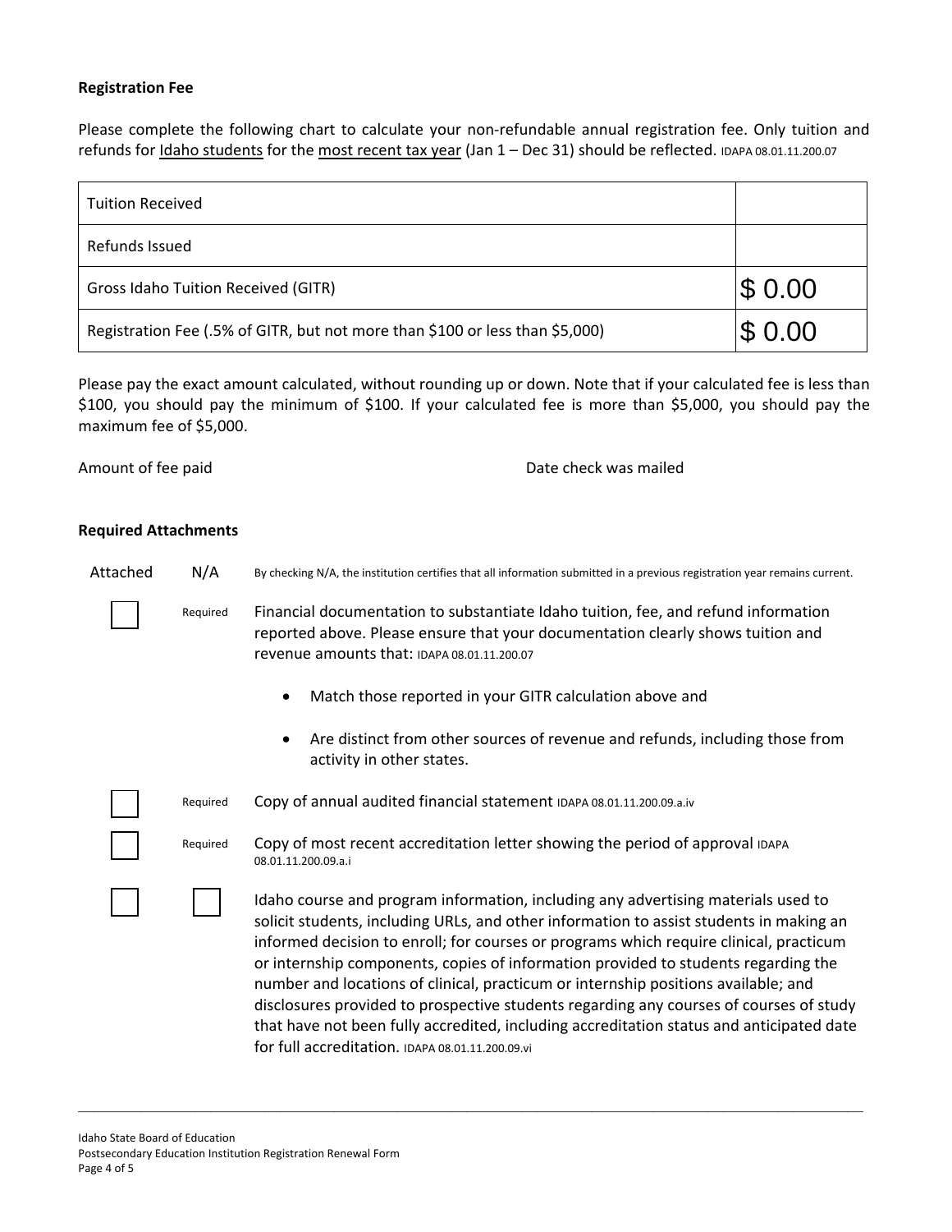**Registration Fee**

Please complete the following chart to calculate your non-refundable annual registration fee. Only tuition and refunds for Idaho students for the most recent tax year (Jan 1 – Dec 31) should be reflected. IDAPA 08.01.11.200.07

| | |
|---|---|
| Tuition Received | |
| Refunds Issued | |
| Gross Idaho Tuition Received (GITR) | $ 0.00 |
| Registration Fee (.5% of GITR, but not more than $100 or less than $5,000) | $ 0.00 |

Please pay the exact amount calculated, without rounding up or down. Note that if your calculated fee is less than $100, you should pay the minimum of $100. If your calculated fee is more than $5,000, you should pay the maximum fee of $5,000.

Amount of fee paid                                        Date check was mailed

**Required Attachments**

| Attached | N/A | By checking N/A, the institution certifies that all information submitted in a previous registration year remains current. |
|---|---|---|
| ☐ | Required | Financial documentation to substantiate Idaho tuition, fee, and refund information reported above. Please ensure that your documentation clearly shows tuition and revenue amounts that: IDAPA 08.01.11.200.07<br>• Match those reported in your GITR calculation above and<br>• Are distinct from other sources of revenue and refunds, including those from activity in other states. |
| ☐ | Required | Copy of annual audited financial statement IDAPA 08.01.11.200.09.a.iv |
| ☐ | Required | Copy of most recent accreditation letter showing the period of approval IDAPA 08.01.11.200.09.a.i |
| ☐ | ☐ | Idaho course and program information, including any advertising materials used to solicit students, including URLs, and other information to assist students in making an informed decision to enroll; for courses or programs which require clinical, practicum or internship components, copies of information provided to students regarding the number and locations of clinical, practicum or internship positions available; and disclosures provided to prospective students regarding any courses of courses of study that have not been fully accredited, including accreditation status and anticipated date for full accreditation. IDAPA 08.01.11.200.09.vi |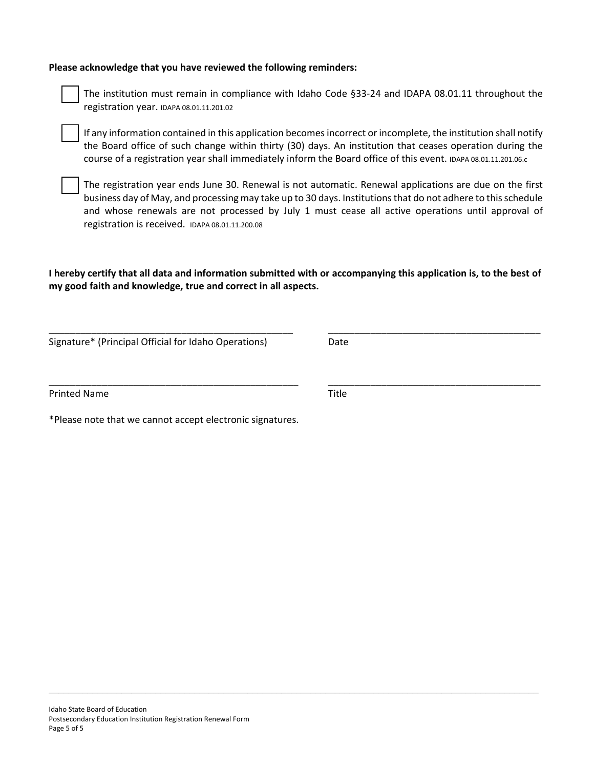**Please acknowledge that you have reviewed the following reminders:**

- ☐ The institution must remain in compliance with Idaho Code §33-24 and IDAPA 08.01.11 throughout the registration year. IDAPA 08.01.11.201.02
- ☐ If any information contained in this application becomes incorrect or incomplete, the institution shall notify the Board office of such change within thirty (30) days. An institution that ceases operation during the course of a registration year shall immediately inform the Board office of this event. IDAPA 08.01.11.201.06.c
- ☐ The registration year ends June 30. Renewal is not automatic. Renewal applications are due on the first business day of May, and processing may take up to 30 days. Institutions that do not adhere to this schedule and whose renewals are not processed by July 1 must cease all active operations until approval of registration is received. IDAPA 08.01.11.200.08

**I hereby certify that all data and information submitted with or accompanying this application is, to the best of my good faith and knowledge, true and correct in all aspects.**

_______________________________________________ &nbsp;&nbsp;&nbsp;&nbsp; ________________________________________

Signature* (Principal Official for Idaho Operations) &nbsp;&nbsp;&nbsp;&nbsp; Date

_______________________________________________ &nbsp;&nbsp;&nbsp;&nbsp; ________________________________________

Printed Name &nbsp;&nbsp;&nbsp;&nbsp; Title

*Please note that we cannot accept electronic signatures.